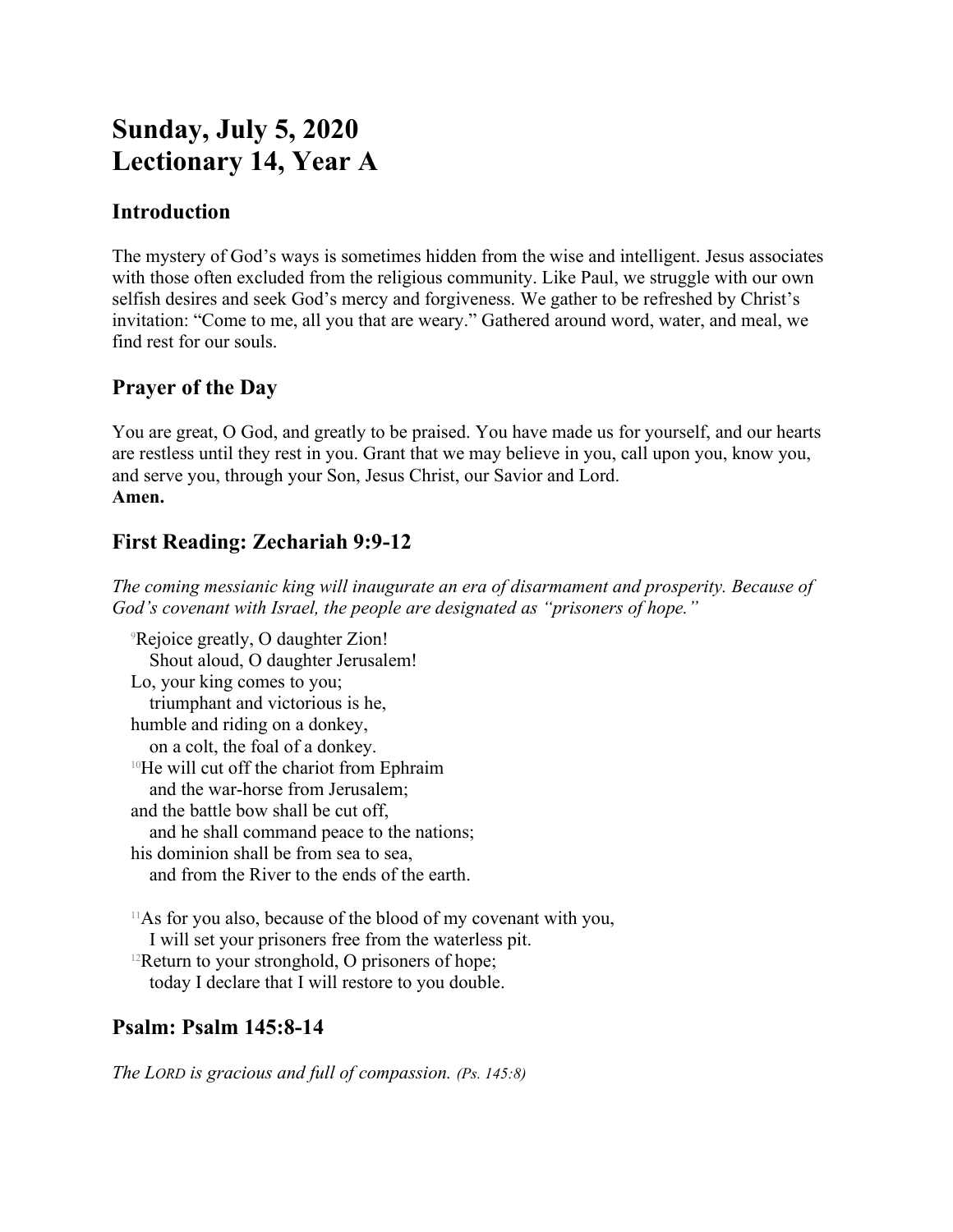# Sunday, July 5, 2020
# Lectionary 14, Year A

## Introduction

The mystery of God's ways is sometimes hidden from the wise and intelligent. Jesus associates with those often excluded from the religious community. Like Paul, we struggle with our own selfish desires and seek God's mercy and forgiveness. We gather to be refreshed by Christ's invitation: "Come to me, all you that are weary." Gathered around word, water, and meal, we find rest for our souls.

## Prayer of the Day

You are great, O God, and greatly to be praised. You have made us for yourself, and our hearts are restless until they rest in you. Grant that we may believe in you, call upon you, know you, and serve you, through your Son, Jesus Christ, our Savior and Lord.
**Amen.**

## First Reading: Zechariah 9:9-12

*The coming messianic king will inaugurate an era of disarmament and prosperity. Because of God's covenant with Israel, the people are designated as "prisoners of hope."*

[9]Rejoice greatly, O daughter Zion!
  Shout aloud, O daughter Jerusalem!
Lo, your king comes to you;
  triumphant and victorious is he,
humble and riding on a donkey,
  on a colt, the foal of a donkey.
[10]He will cut off the chariot from Ephraim
  and the war-horse from Jerusalem;
and the battle bow shall be cut off,
  and he shall command peace to the nations;
his dominion shall be from sea to sea,
  and from the River to the ends of the earth.

[11]As for you also, because of the blood of my covenant with you,
  I will set your prisoners free from the waterless pit.
[12]Return to your stronghold, O prisoners of hope;
  today I declare that I will restore to you double.

## Psalm: Psalm 145:8-14

*The LORD is gracious and full of compassion. (Ps. 145:8)*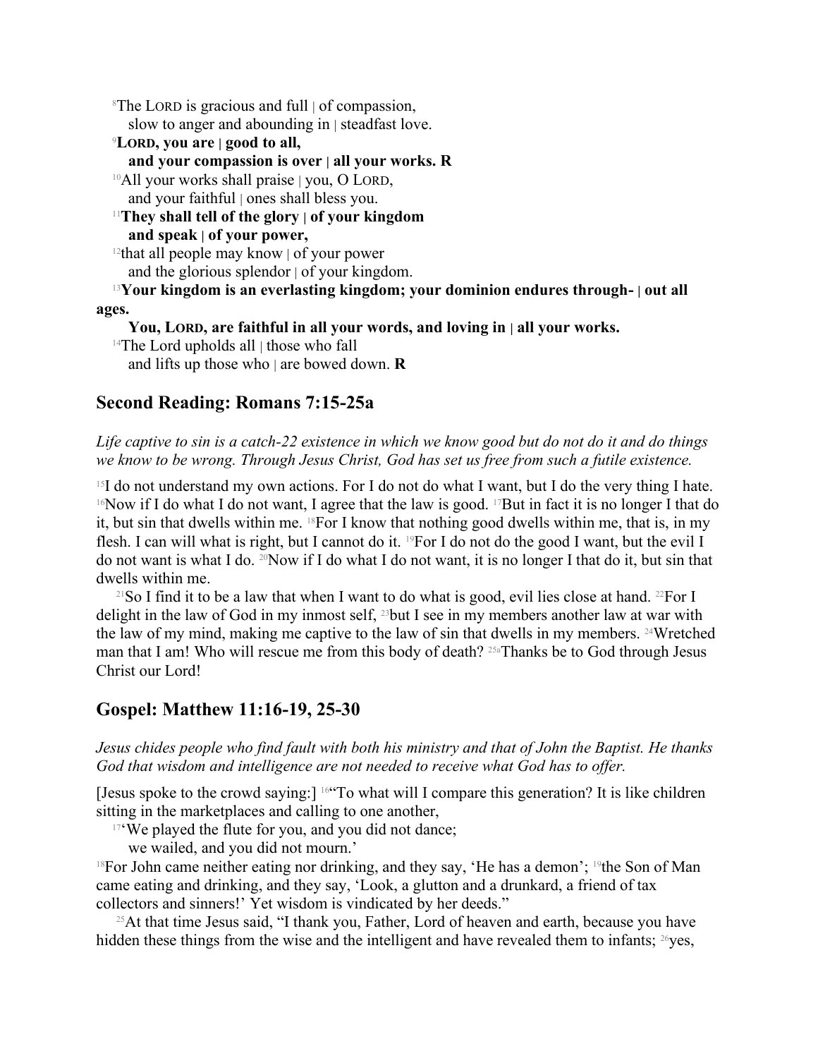[8]The LORD is gracious and full | of compassion,
slow to anger and abounding in | steadfast love.

[9]**LORD, you are | good to all,**
**and your compassion is over | all your works. R**

[10]All your works shall praise | you, O LORD,
and your faithful | ones shall bless you.

[11]**They shall tell of the glory | of your kingdom**
**and speak | of your power,**

[12]that all people may know | of your power
and the glorious splendor | of your kingdom.

[13]**Your kingdom is an everlasting kingdom; your dominion endures through- | out all ages.**
**You, LORD, are faithful in all your words, and loving in | all your works.**

[14]The Lord upholds all | those who fall
and lifts up those who | are bowed down. **R**

## Second Reading: Romans 7:15-25a

*Life captive to sin is a catch-22 existence in which we know good but do not do it and do things we know to be wrong. Through Jesus Christ, God has set us free from such a futile existence.*

[15]I do not understand my own actions. For I do not do what I want, but I do the very thing I hate. [16]Now if I do what I do not want, I agree that the law is good. [17]But in fact it is no longer I that do it, but sin that dwells within me. [18]For I know that nothing good dwells within me, that is, in my flesh. I can will what is right, but I cannot do it. [19]For I do not do the good I want, but the evil I do not want is what I do. [20]Now if I do what I do not want, it is no longer I that do it, but sin that dwells within me.

[21]So I find it to be a law that when I want to do what is good, evil lies close at hand. [22]For I delight in the law of God in my inmost self, [23]but I see in my members another law at war with the law of my mind, making me captive to the law of sin that dwells in my members. [24]Wretched man that I am! Who will rescue me from this body of death? [25a]Thanks be to God through Jesus Christ our Lord!

## Gospel: Matthew 11:16-19, 25-30

*Jesus chides people who find fault with both his ministry and that of John the Baptist. He thanks God that wisdom and intelligence are not needed to receive what God has to offer.*

[Jesus spoke to the crowd saying:] [16]"To what will I compare this generation? It is like children sitting in the marketplaces and calling to one another,

[17]'We played the flute for you, and you did not dance;
we wailed, and you did not mourn.'

[18]For John came neither eating nor drinking, and they say, 'He has a demon'; [19]the Son of Man came eating and drinking, and they say, 'Look, a glutton and a drunkard, a friend of tax collectors and sinners!' Yet wisdom is vindicated by her deeds."

[25]At that time Jesus said, "I thank you, Father, Lord of heaven and earth, because you have hidden these things from the wise and the intelligent and have revealed them to infants; [26]yes,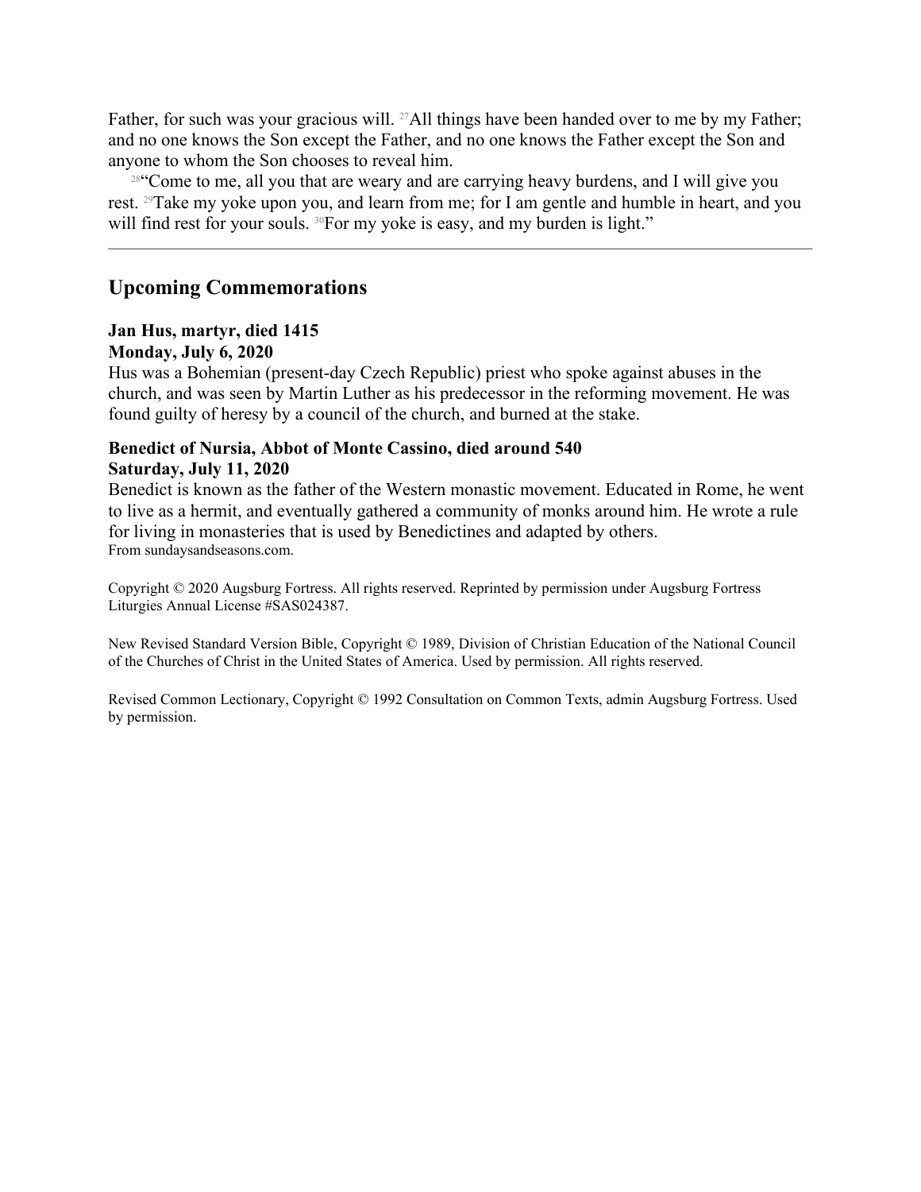Father, for such was your gracious will. [27]All things have been handed over to me by my Father; and no one knows the Son except the Father, and no one knows the Father except the Son and anyone to whom the Son chooses to reveal him.

[28]"Come to me, all you that are weary and are carrying heavy burdens, and I will give you rest. [29]Take my yoke upon you, and learn from me; for I am gentle and humble in heart, and you will find rest for your souls. [30]For my yoke is easy, and my burden is light."

---

## Upcoming Commemorations

**Jan Hus, martyr, died 1415**
**Monday, July 6, 2020**

Hus was a Bohemian (present-day Czech Republic) priest who spoke against abuses in the church, and was seen by Martin Luther as his predecessor in the reforming movement. He was found guilty of heresy by a council of the church, and burned at the stake.

**Benedict of Nursia, Abbot of Monte Cassino, died around 540**
**Saturday, July 11, 2020**

Benedict is known as the father of the Western monastic movement. Educated in Rome, he went to live as a hermit, and eventually gathered a community of monks around him. He wrote a rule for living in monasteries that is used by Benedictines and adapted by others.
From sundaysandseasons.com.

Copyright © 2020 Augsburg Fortress. All rights reserved. Reprinted by permission under Augsburg Fortress Liturgies Annual License #SAS024387.

New Revised Standard Version Bible, Copyright © 1989, Division of Christian Education of the National Council of the Churches of Christ in the United States of America. Used by permission. All rights reserved.

Revised Common Lectionary, Copyright © 1992 Consultation on Common Texts, admin Augsburg Fortress. Used by permission.